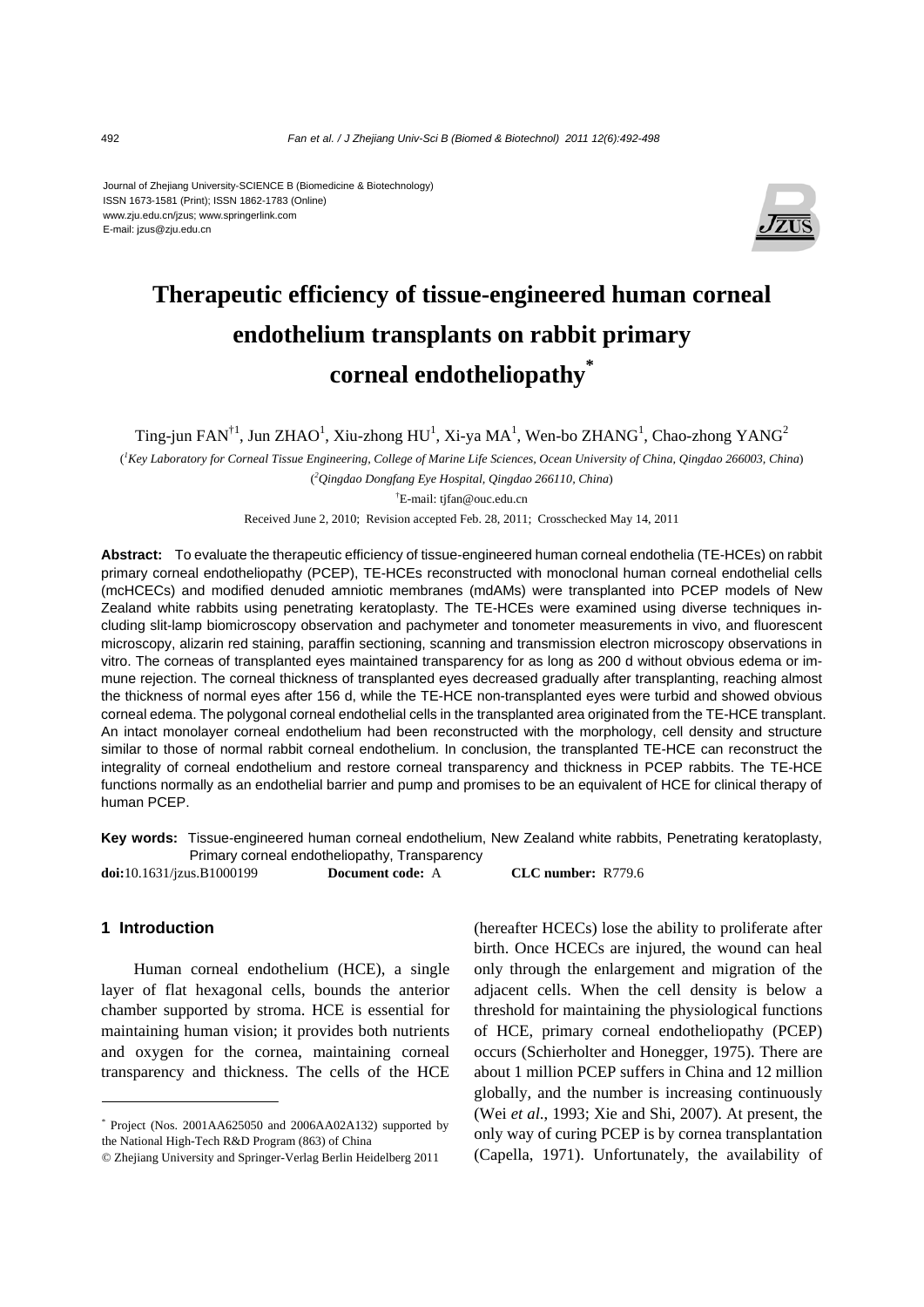Journal of Zhejiang University-SCIENCE B (Biomedicine & Biotechnology)
ISSN 1673-1581 (Print); ISSN 1862-1783 (Online)
www.zju.edu.cn/jzus; www.springerlink.com
E-mail: jzus@zju.edu.cn

# Therapeutic efficiency of tissue-engineered human corneal endothelium transplants on rabbit primary corneal endotheliopathy*

Ting-jun FAN[†1], Jun ZHAO[1], Xiu-zhong HU[1], Xi-ya MA[1], Wen-bo ZHANG[1], Chao-zhong YANG[2]

([1]*Key Laboratory for Corneal Tissue Engineering, College of Marine Life Sciences, Ocean University of China, Qingdao 266003, China*)

([2]*Qingdao Dongfang Eye Hospital, Qingdao 266110, China*)

[†]E-mail: tjfan@ouc.edu.cn

Received June 2, 2010; Revision accepted Feb. 28, 2011; Crosschecked May 14, 2011

**Abstract:** To evaluate the therapeutic efficiency of tissue-engineered human corneal endothelia (TE-HCEs) on rabbit primary corneal endotheliopathy (PCEP), TE-HCEs reconstructed with monoclonal human corneal endothelial cells (mcHCECs) and modified denuded amniotic membranes (mdAMs) were transplanted into PCEP models of New Zealand white rabbits using penetrating keratoplasty. The TE-HCEs were examined using diverse techniques including slit-lamp biomicroscopy observation and pachymeter and tonometer measurements in vivo, and fluorescent microscopy, alizarin red staining, paraffin sectioning, scanning and transmission electron microscopy observations in vitro. The corneas of transplanted eyes maintained transparency for as long as 200 d without obvious edema or immune rejection. The corneal thickness of transplanted eyes decreased gradually after transplanting, reaching almost the thickness of normal eyes after 156 d, while the TE-HCE non-transplanted eyes were turbid and showed obvious corneal edema. The polygonal corneal endothelial cells in the transplanted area originated from the TE-HCE transplant. An intact monolayer corneal endothelium had been reconstructed with the morphology, cell density and structure similar to those of normal rabbit corneal endothelium. In conclusion, the transplanted TE-HCE can reconstruct the integrality of corneal endothelium and restore corneal transparency and thickness in PCEP rabbits. The TE-HCE functions normally as an endothelial barrier and pump and promises to be an equivalent of HCE for clinical therapy of human PCEP.

**Key words:** Tissue-engineered human corneal endothelium, New Zealand white rabbits, Penetrating keratoplasty, Primary corneal endotheliopathy, Transparency

**doi:**10.1631/jzus.B1000199 **Document code:** A **CLC number:** R779.6

## 1 Introduction

Human corneal endothelium (HCE), a single layer of flat hexagonal cells, bounds the anterior chamber supported by stroma. HCE is essential for maintaining human vision; it provides both nutrients and oxygen for the cornea, maintaining corneal transparency and thickness. The cells of the HCE (hereafter HCECs) lose the ability to proliferate after birth. Once HCECs are injured, the wound can heal only through the enlargement and migration of the adjacent cells. When the cell density is below a threshold for maintaining the physiological functions of HCE, primary corneal endotheliopathy (PCEP) occurs (Schierholter and Honegger, 1975). There are about 1 million PCEP suffers in China and 12 million globally, and the number is increasing continuously (Wei *et al*., 1993; Xie and Shi, 2007). At present, the only way of curing PCEP is by cornea transplantation (Capella, 1971). Unfortunately, the availability of

---

* Project (Nos. 2001AA625050 and 2006AA02A132) supported by the National High-Tech R&D Program (863) of China

© Zhejiang University and Springer-Verlag Berlin Heidelberg 2011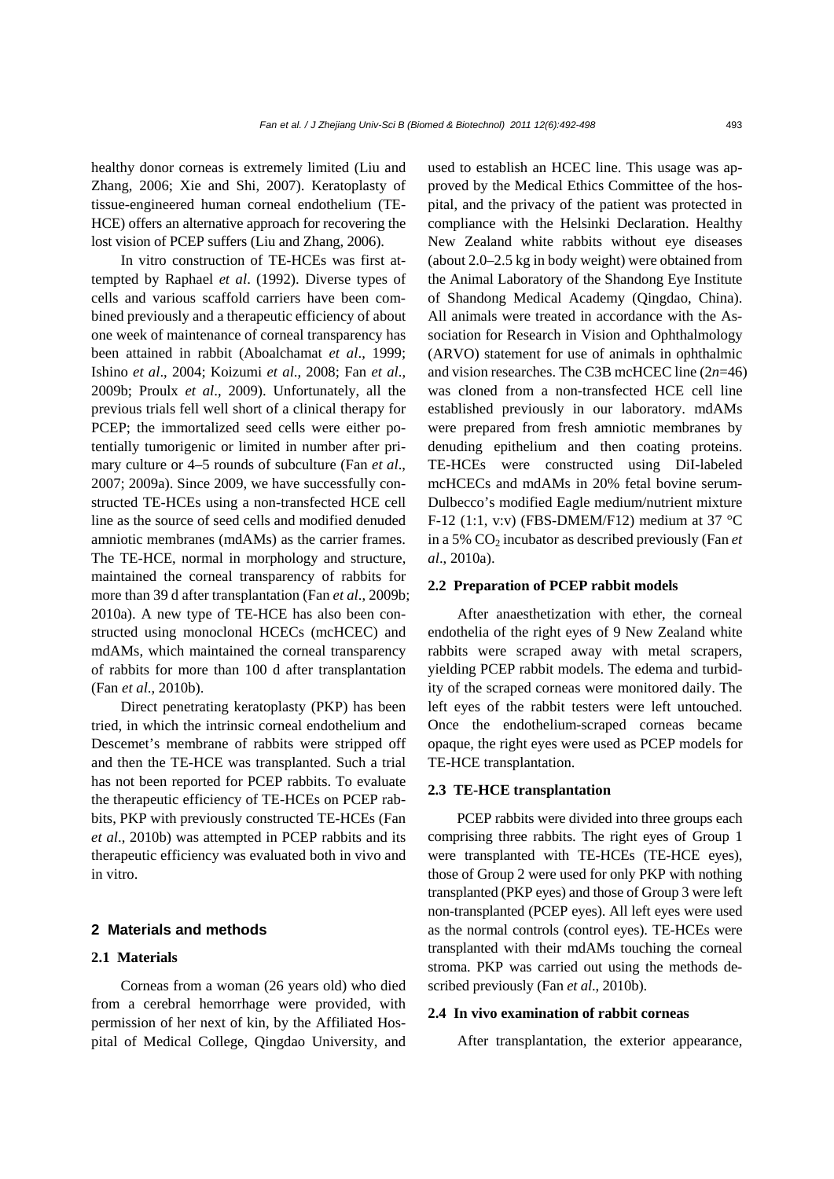healthy donor corneas is extremely limited (Liu and Zhang, 2006; Xie and Shi, 2007). Keratoplasty of tissue-engineered human corneal endothelium (TE-HCE) offers an alternative approach for recovering the lost vision of PCEP suffers (Liu and Zhang, 2006).

In vitro construction of TE-HCEs was first attempted by Raphael *et al*. (1992). Diverse types of cells and various scaffold carriers have been combined previously and a therapeutic efficiency of about one week of maintenance of corneal transparency has been attained in rabbit (Aboalchamat *et al*., 1999; Ishino *et al*., 2004; Koizumi *et al*., 2008; Fan *et al*., 2009b; Proulx *et al*., 2009). Unfortunately, all the previous trials fell well short of a clinical therapy for PCEP; the immortalized seed cells were either potentially tumorigenic or limited in number after primary culture or 4–5 rounds of subculture (Fan *et al*., 2007; 2009a). Since 2009, we have successfully constructed TE-HCEs using a non-transfected HCE cell line as the source of seed cells and modified denuded amniotic membranes (mdAMs) as the carrier frames. The TE-HCE, normal in morphology and structure, maintained the corneal transparency of rabbits for more than 39 d after transplantation (Fan *et al*., 2009b; 2010a). A new type of TE-HCE has also been constructed using monoclonal HCECs (mcHCEC) and mdAMs, which maintained the corneal transparency of rabbits for more than 100 d after transplantation (Fan *et al*., 2010b).

Direct penetrating keratoplasty (PKP) has been tried, in which the intrinsic corneal endothelium and Descemet's membrane of rabbits were stripped off and then the TE-HCE was transplanted. Such a trial has not been reported for PCEP rabbits. To evaluate the therapeutic efficiency of TE-HCEs on PCEP rabbits, PKP with previously constructed TE-HCEs (Fan *et al*., 2010b) was attempted in PCEP rabbits and its therapeutic efficiency was evaluated both in vivo and in vitro.

## 2 Materials and methods

### 2.1 Materials

Corneas from a woman (26 years old) who died from a cerebral hemorrhage were provided, with permission of her next of kin, by the Affiliated Hospital of Medical College, Qingdao University, and used to establish an HCEC line. This usage was approved by the Medical Ethics Committee of the hospital, and the privacy of the patient was protected in compliance with the Helsinki Declaration. Healthy New Zealand white rabbits without eye diseases (about 2.0–2.5 kg in body weight) were obtained from the Animal Laboratory of the Shandong Eye Institute of Shandong Medical Academy (Qingdao, China). All animals were treated in accordance with the Association for Research in Vision and Ophthalmology (ARVO) statement for use of animals in ophthalmic and vision researches. The C3B mcHCEC line ($2n$=46) was cloned from a non-transfected HCE cell line established previously in our laboratory. mdAMs were prepared from fresh amniotic membranes by denuding epithelium and then coating proteins. TE-HCEs were constructed using DiI-labeled mcHCECs and mdAMs in 20% fetal bovine serum-Dulbecco's modified Eagle medium/nutrient mixture F-12 (1:1, v:v) (FBS-DMEM/F12) medium at 37 °C in a 5% $CO_2$ incubator as described previously (Fan *et al*., 2010a).

### 2.2 Preparation of PCEP rabbit models

After anaesthetization with ether, the corneal endothelia of the right eyes of 9 New Zealand white rabbits were scraped away with metal scrapers, yielding PCEP rabbit models. The edema and turbidity of the scraped corneas were monitored daily. The left eyes of the rabbit testers were left untouched. Once the endothelium-scraped corneas became opaque, the right eyes were used as PCEP models for TE-HCE transplantation.

### 2.3 TE-HCE transplantation

PCEP rabbits were divided into three groups each comprising three rabbits. The right eyes of Group 1 were transplanted with TE-HCEs (TE-HCE eyes), those of Group 2 were used for only PKP with nothing transplanted (PKP eyes) and those of Group 3 were left non-transplanted (PCEP eyes). All left eyes were used as the normal controls (control eyes). TE-HCEs were transplanted with their mdAMs touching the corneal stroma. PKP was carried out using the methods described previously (Fan *et al*., 2010b).

### 2.4 In vivo examination of rabbit corneas

After transplantation, the exterior appearance,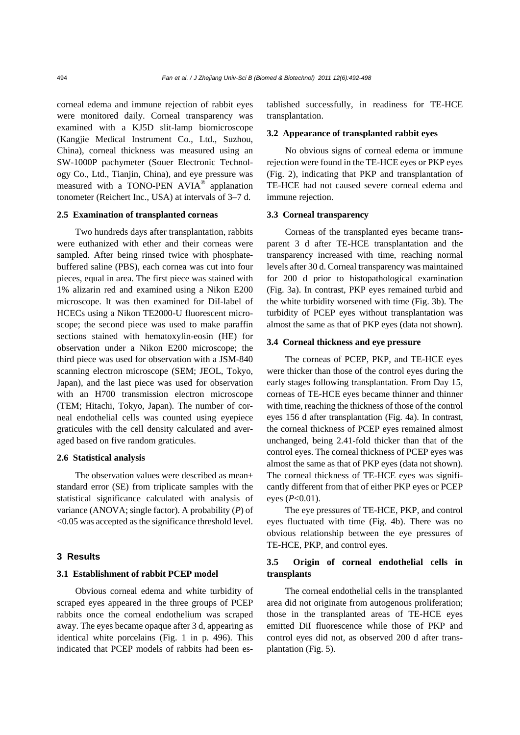corneal edema and immune rejection of rabbit eyes were monitored daily. Corneal transparency was examined with a KJ5D slit-lamp biomicroscope (Kangjie Medical Instrument Co., Ltd., Suzhou, China), corneal thickness was measured using an SW-1000P pachymeter (Souer Electronic Technology Co., Ltd., Tianjin, China), and eye pressure was measured with a TONO-PEN AVIA® applanation tonometer (Reichert Inc., USA) at intervals of 3–7 d.

### 2.5 Examination of transplanted corneas

Two hundreds days after transplantation, rabbits were euthanized with ether and their corneas were sampled. After being rinsed twice with phosphate-buffered saline (PBS), each cornea was cut into four pieces, equal in area. The first piece was stained with 1% alizarin red and examined using a Nikon E200 microscope. It was then examined for DiI-label of HCECs using a Nikon TE2000-U fluorescent microscope; the second piece was used to make paraffin sections stained with hematoxylin-eosin (HE) for observation under a Nikon E200 microscope; the third piece was used for observation with a JSM-840 scanning electron microscope (SEM; JEOL, Tokyo, Japan), and the last piece was used for observation with an H700 transmission electron microscope (TEM; Hitachi, Tokyo, Japan). The number of corneal endothelial cells was counted using eyepiece graticules with the cell density calculated and averaged based on five random graticules.

### 2.6 Statistical analysis

The observation values were described as mean± standard error (SE) from triplicate samples with the statistical significance calculated with analysis of variance (ANOVA; single factor). A probability (*P*) of <0.05 was accepted as the significance threshold level.

## 3 Results

### 3.1 Establishment of rabbit PCEP model

Obvious corneal edema and white turbidity of scraped eyes appeared in the three groups of PCEP rabbits once the corneal endothelium was scraped away. The eyes became opaque after 3 d, appearing as identical white porcelains (Fig. 1 in p. 496). This indicated that PCEP models of rabbits had been established successfully, in readiness for TE-HCE transplantation.

### 3.2 Appearance of transplanted rabbit eyes

No obvious signs of corneal edema or immune rejection were found in the TE-HCE eyes or PKP eyes (Fig. 2), indicating that PKP and transplantation of TE-HCE had not caused severe corneal edema and immune rejection.

### 3.3 Corneal transparency

Corneas of the transplanted eyes became transparent 3 d after TE-HCE transplantation and the transparency increased with time, reaching normal levels after 30 d. Corneal transparency was maintained for 200 d prior to histopathological examination (Fig. 3a). In contrast, PKP eyes remained turbid and the white turbidity worsened with time (Fig. 3b). The turbidity of PCEP eyes without transplantation was almost the same as that of PKP eyes (data not shown).

### 3.4 Corneal thickness and eye pressure

The corneas of PCEP, PKP, and TE-HCE eyes were thicker than those of the control eyes during the early stages following transplantation. From Day 15, corneas of TE-HCE eyes became thinner and thinner with time, reaching the thickness of those of the control eyes 156 d after transplantation (Fig. 4a). In contrast, the corneal thickness of PCEP eyes remained almost unchanged, being 2.41-fold thicker than that of the control eyes. The corneal thickness of PCEP eyes was almost the same as that of PKP eyes (data not shown). The corneal thickness of TE-HCE eyes was significantly different from that of either PKP eyes or PCEP eyes ($P<0.01$).

The eye pressures of TE-HCE, PKP, and control eyes fluctuated with time (Fig. 4b). There was no obvious relationship between the eye pressures of TE-HCE, PKP, and control eyes.

### 3.5 Origin of corneal endothelial cells in transplants

The corneal endothelial cells in the transplanted area did not originate from autogenous proliferation; those in the transplanted areas of TE-HCE eyes emitted DiI fluorescence while those of PKP and control eyes did not, as observed 200 d after transplantation (Fig. 5).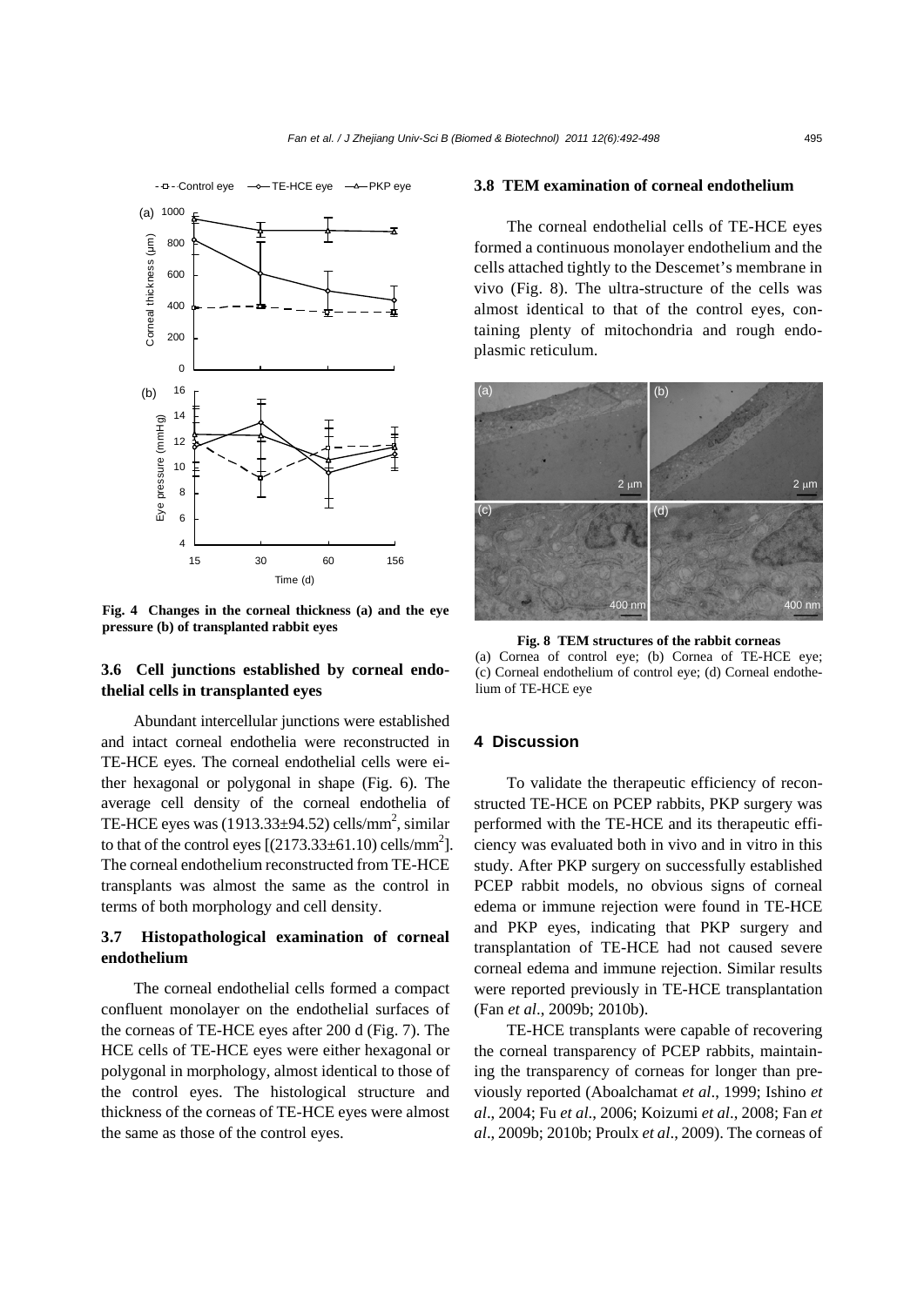**Fig. 4 Changes in the corneal thickness (a) and the eye pressure (b) of transplanted rabbit eyes**

### 3.6 Cell junctions established by corneal endothelial cells in transplanted eyes

Abundant intercellular junctions were established and intact corneal endothelia were reconstructed in TE-HCE eyes. The corneal endothelial cells were either hexagonal or polygonal in shape (Fig. 6). The average cell density of the corneal endothelia of TE-HCE eyes was (1913.33±94.52) cells/mm$^2$, similar to that of the control eyes [(2173.33±61.10) cells/mm$^2$]. The corneal endothelium reconstructed from TE-HCE transplants was almost the same as the control in terms of both morphology and cell density.

### 3.7 Histopathological examination of corneal endothelium

The corneal endothelial cells formed a compact confluent monolayer on the endothelial surfaces of the corneas of TE-HCE eyes after 200 d (Fig. 7). The HCE cells of TE-HCE eyes were either hexagonal or polygonal in morphology, almost identical to those of the control eyes. The histological structure and thickness of the corneas of TE-HCE eyes were almost the same as those of the control eyes.

### 3.8 TEM examination of corneal endothelium

The corneal endothelial cells of TE-HCE eyes formed a continuous monolayer endothelium and the cells attached tightly to the Descemet's membrane in vivo (Fig. 8). The ultra-structure of the cells was almost identical to that of the control eyes, containing plenty of mitochondria and rough endoplasmic reticulum.

**Fig. 8 TEM structures of the rabbit corneas**
(a) Cornea of control eye; (b) Cornea of TE-HCE eye; (c) Corneal endothelium of control eye; (d) Corneal endothelium of TE-HCE eye

## 4 Discussion

To validate the therapeutic efficiency of reconstructed TE-HCE on PCEP rabbits, PKP surgery was performed with the TE-HCE and its therapeutic efficiency was evaluated both in vivo and in vitro in this study. After PKP surgery on successfully established PCEP rabbit models, no obvious signs of corneal edema or immune rejection were found in TE-HCE and PKP eyes, indicating that PKP surgery and transplantation of TE-HCE had not caused severe corneal edema and immune rejection. Similar results were reported previously in TE-HCE transplantation (Fan *et al*., 2009b; 2010b).

TE-HCE transplants were capable of recovering the corneal transparency of PCEP rabbits, maintaining the transparency of corneas for longer than previously reported (Aboalchamat *et al*., 1999; Ishino *et al*., 2004; Fu *et al*., 2006; Koizumi *et al*., 2008; Fan *et al*., 2009b; 2010b; Proulx *et al*., 2009). The corneas of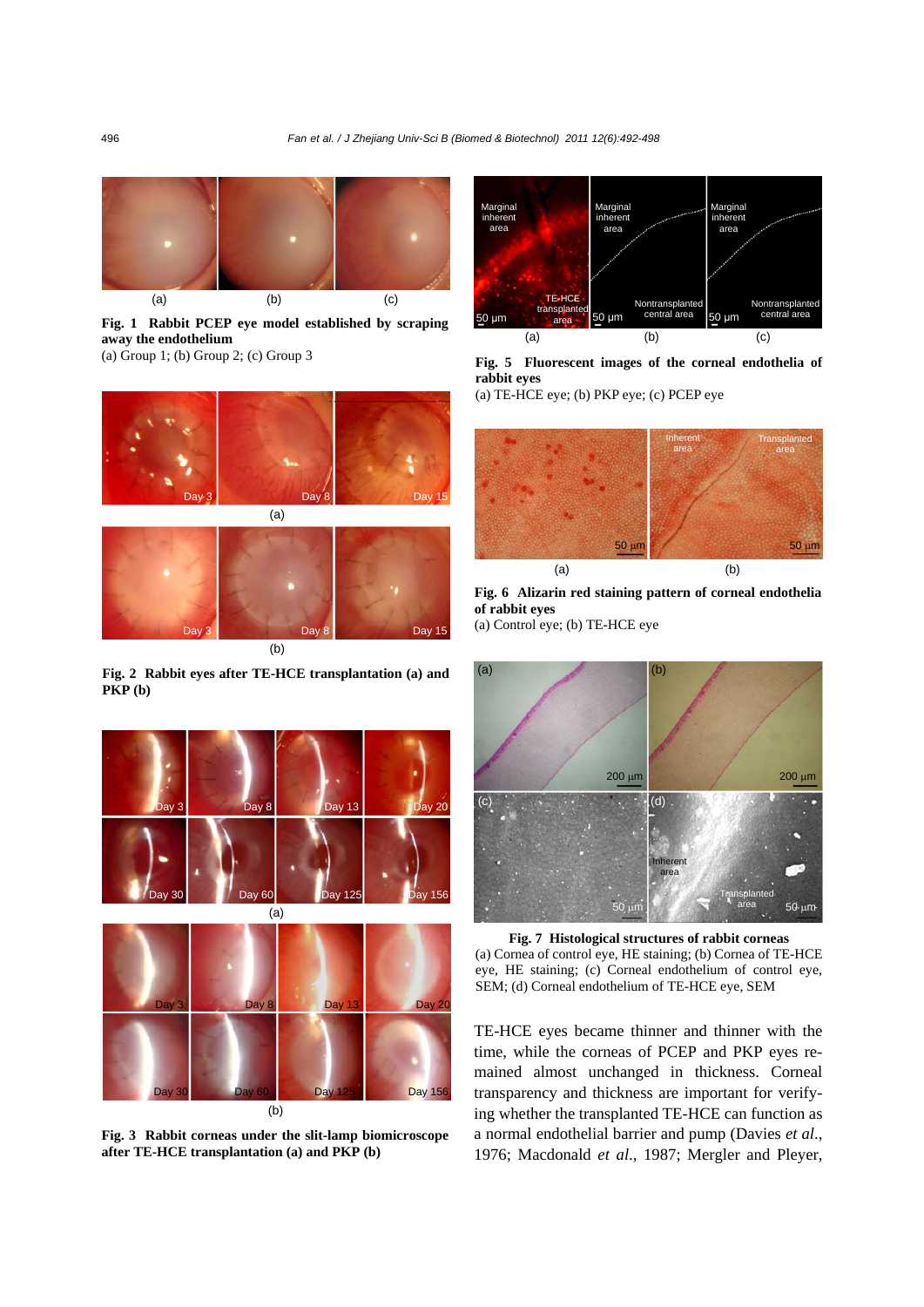**Fig. 1 Rabbit PCEP eye model established by scraping away the endothelium**
(a) Group 1; (b) Group 2; (c) Group 3

**Fig. 2 Rabbit eyes after TE-HCE transplantation (a) and PKP (b)**

**Fig. 3 Rabbit corneas under the slit-lamp biomicroscope after TE-HCE transplantation (a) and PKP (b)**

**Fig. 5 Fluorescent images of the corneal endothelia of rabbit eyes**
(a) TE-HCE eye; (b) PKP eye; (c) PCEP eye

**Fig. 6 Alizarin red staining pattern of corneal endothelia of rabbit eyes**
(a) Control eye; (b) TE-HCE eye

**Fig. 7 Histological structures of rabbit corneas**
(a) Cornea of control eye, HE staining; (b) Cornea of TE-HCE eye, HE staining; (c) Corneal endothelium of control eye, SEM; (d) Corneal endothelium of TE-HCE eye, SEM

TE-HCE eyes became thinner and thinner with the time, while the corneas of PCEP and PKP eyes remained almost unchanged in thickness. Corneal transparency and thickness are important for verifying whether the transplanted TE-HCE can function as a normal endothelial barrier and pump (Davies *et al*., 1976; Macdonald *et al*., 1987; Mergler and Pleyer,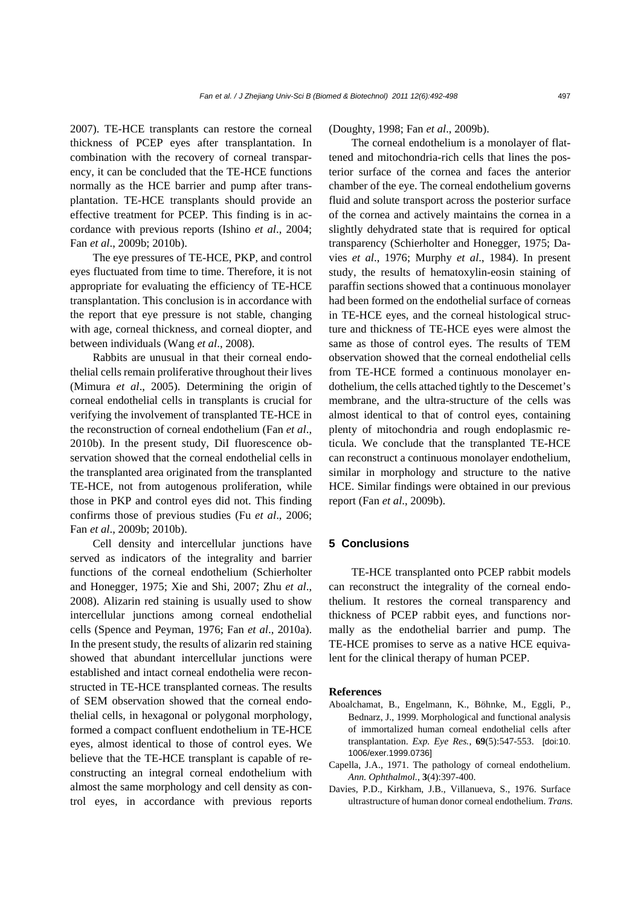2007). TE-HCE transplants can restore the corneal thickness of PCEP eyes after transplantation. In combination with the recovery of corneal transparency, it can be concluded that the TE-HCE functions normally as the HCE barrier and pump after transplantation. TE-HCE transplants should provide an effective treatment for PCEP. This finding is in accordance with previous reports (Ishino *et al*., 2004; Fan *et al*., 2009b; 2010b).

The eye pressures of TE-HCE, PKP, and control eyes fluctuated from time to time. Therefore, it is not appropriate for evaluating the efficiency of TE-HCE transplantation. This conclusion is in accordance with the report that eye pressure is not stable, changing with age, corneal thickness, and corneal diopter, and between individuals (Wang *et al*., 2008).

Rabbits are unusual in that their corneal endothelial cells remain proliferative throughout their lives (Mimura *et al*., 2005). Determining the origin of corneal endothelial cells in transplants is crucial for verifying the involvement of transplanted TE-HCE in the reconstruction of corneal endothelium (Fan *et al*., 2010b). In the present study, DiI fluorescence observation showed that the corneal endothelial cells in the transplanted area originated from the transplanted TE-HCE, not from autogenous proliferation, while those in PKP and control eyes did not. This finding confirms those of previous studies (Fu *et al*., 2006; Fan *et al*., 2009b; 2010b).

Cell density and intercellular junctions have served as indicators of the integrality and barrier functions of the corneal endothelium (Schierholter and Honegger, 1975; Xie and Shi, 2007; Zhu *et al*., 2008). Alizarin red staining is usually used to show intercellular junctions among corneal endothelial cells (Spence and Peyman, 1976; Fan *et al*., 2010a). In the present study, the results of alizarin red staining showed that abundant intercellular junctions were established and intact corneal endothelia were reconstructed in TE-HCE transplanted corneas. The results of SEM observation showed that the corneal endothelial cells, in hexagonal or polygonal morphology, formed a compact confluent endothelium in TE-HCE eyes, almost identical to those of control eyes. We believe that the TE-HCE transplant is capable of reconstructing an integral corneal endothelium with almost the same morphology and cell density as control eyes, in accordance with previous reports (Doughty, 1998; Fan *et al*., 2009b).

The corneal endothelium is a monolayer of flattened and mitochondria-rich cells that lines the posterior surface of the cornea and faces the anterior chamber of the eye. The corneal endothelium governs fluid and solute transport across the posterior surface of the cornea and actively maintains the cornea in a slightly dehydrated state that is required for optical transparency (Schierholter and Honegger, 1975; Davies *et al*., 1976; Murphy *et al*., 1984). In present study, the results of hematoxylin-eosin staining of paraffin sections showed that a continuous monolayer had been formed on the endothelial surface of corneas in TE-HCE eyes, and the corneal histological structure and thickness of TE-HCE eyes were almost the same as those of control eyes. The results of TEM observation showed that the corneal endothelial cells from TE-HCE formed a continuous monolayer endothelium, the cells attached tightly to the Descemet's membrane, and the ultra-structure of the cells was almost identical to that of control eyes, containing plenty of mitochondria and rough endoplasmic reticula. We conclude that the transplanted TE-HCE can reconstruct a continuous monolayer endothelium, similar in morphology and structure to the native HCE. Similar findings were obtained in our previous report (Fan *et al*., 2009b).

## 5 Conclusions

TE-HCE transplanted onto PCEP rabbit models can reconstruct the integrality of the corneal endothelium. It restores the corneal transparency and thickness of PCEP rabbit eyes, and functions normally as the endothelial barrier and pump. The TE-HCE promises to serve as a native HCE equivalent for the clinical therapy of human PCEP.

## References

Aboalchamat, B., Engelmann, K., Böhnke, M., Eggli, P., Bednarz, J., 1999. Morphological and functional analysis of immortalized human corneal endothelial cells after transplantation. *Exp. Eye Res.*, **69**(5):547-553. [doi:10.1006/exer.1999.0736]

Capella, J.A., 1971. The pathology of corneal endothelium. *Ann. Ophthalmol.*, **3**(4):397-400.

Davies, P.D., Kirkham, J.B., Villanueva, S., 1976. Surface ultrastructure of human donor corneal endothelium. *Trans.*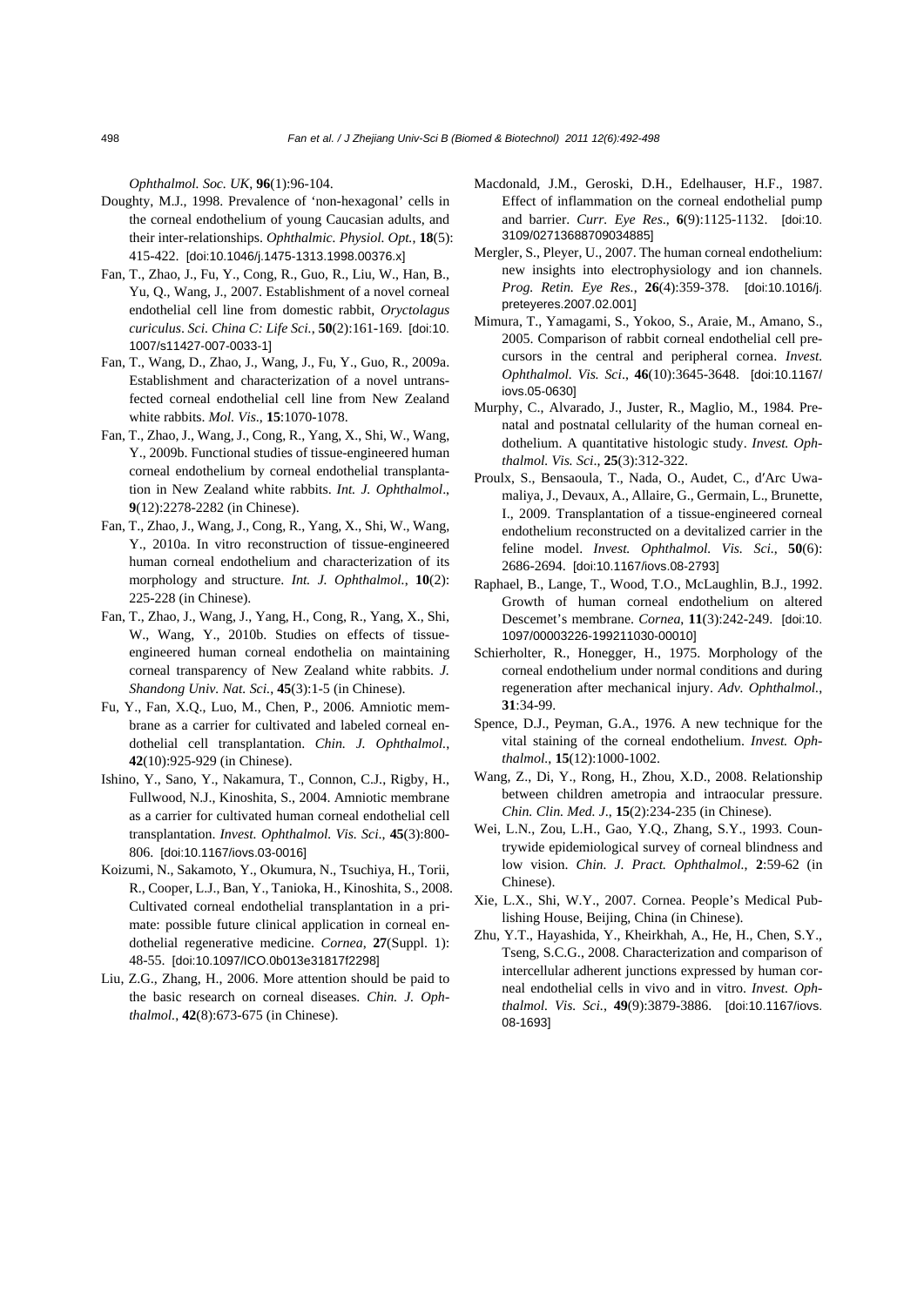*Ophthalmol. Soc. UK*, **96**(1):96-104.

Doughty, M.J., 1998. Prevalence of 'non-hexagonal' cells in the corneal endothelium of young Caucasian adults, and their inter-relationships. *Ophthalmic. Physiol. Opt.*, **18**(5): 415-422. [doi:10.1046/j.1475-1313.1998.00376.x]

Fan, T., Zhao, J., Fu, Y., Cong, R., Guo, R., Liu, W., Han, B., Yu, Q., Wang, J., 2007. Establishment of a novel corneal endothelial cell line from domestic rabbit, *Oryctolagus curiculus*. *Sci. China C: Life Sci.*, **50**(2):161-169. [doi:10.1007/s11427-007-0033-1]

Fan, T., Wang, D., Zhao, J., Wang, J., Fu, Y., Guo, R., 2009a. Establishment and characterization of a novel untransfected corneal endothelial cell line from New Zealand white rabbits. *Mol. Vis.*, **15**:1070-1078.

Fan, T., Zhao, J., Wang, J., Cong, R., Yang, X., Shi, W., Wang, Y., 2009b. Functional studies of tissue-engineered human corneal endothelium by corneal endothelial transplantation in New Zealand white rabbits. *Int. J. Ophthalmol.*, **9**(12):2278-2282 (in Chinese).

Fan, T., Zhao, J., Wang, J., Cong, R., Yang, X., Shi, W., Wang, Y., 2010a. In vitro reconstruction of tissue-engineered human corneal endothelium and characterization of its morphology and structure. *Int. J. Ophthalmol.*, **10**(2): 225-228 (in Chinese).

Fan, T., Zhao, J., Wang, J., Yang, H., Cong, R., Yang, X., Shi, W., Wang, Y., 2010b. Studies on effects of tissue-engineered human corneal endothelia on maintaining corneal transparency of New Zealand white rabbits. *J. Shandong Univ. Nat. Sci.*, **45**(3):1-5 (in Chinese).

Fu, Y., Fan, X.Q., Luo, M., Chen, P., 2006. Amniotic membrane as a carrier for cultivated and labeled corneal endothelial cell transplantation. *Chin. J. Ophthalmol.*, **42**(10):925-929 (in Chinese).

Ishino, Y., Sano, Y., Nakamura, T., Connon, C.J., Rigby, H., Fullwood, N.J., Kinoshita, S., 2004. Amniotic membrane as a carrier for cultivated human corneal endothelial cell transplantation. *Invest. Ophthalmol. Vis. Sci.*, **45**(3):800-806. [doi:10.1167/iovs.03-0016]

Koizumi, N., Sakamoto, Y., Okumura, N., Tsuchiya, H., Torii, R., Cooper, L.J., Ban, Y., Tanioka, H., Kinoshita, S., 2008. Cultivated corneal endothelial transplantation in a primate: possible future clinical application in corneal endothelial regenerative medicine. *Cornea*, **27**(Suppl. 1): 48-55. [doi:10.1097/ICO.0b013e31817f2298]

Liu, Z.G., Zhang, H., 2006. More attention should be paid to the basic research on corneal diseases. *Chin. J. Ophthalmol.*, **42**(8):673-675 (in Chinese).

Macdonald, J.M., Geroski, D.H., Edelhauser, H.F., 1987. Effect of inflammation on the corneal endothelial pump and barrier. *Curr. Eye Res.*, **6**(9):1125-1132. [doi:10.3109/02713688709034885]

Mergler, S., Pleyer, U., 2007. The human corneal endothelium: new insights into electrophysiology and ion channels. *Prog. Retin. Eye Res.*, **26**(4):359-378. [doi:10.1016/j.preteyeres.2007.02.001]

Mimura, T., Yamagami, S., Yokoo, S., Araie, M., Amano, S., 2005. Comparison of rabbit corneal endothelial cell precursors in the central and peripheral cornea. *Invest. Ophthalmol. Vis. Sci.*, **46**(10):3645-3648. [doi:10.1167/iovs.05-0630]

Murphy, C., Alvarado, J., Juster, R., Maglio, M., 1984. Prenatal and postnatal cellularity of the human corneal endothelium. A quantitative histologic study. *Invest. Ophthalmol. Vis. Sci.*, **25**(3):312-322.

Proulx, S., Bensaoula, T., Nada, O., Audet, C., d′Arc Uwamaliya, J., Devaux, A., Allaire, G., Germain, L., Brunette, I., 2009. Transplantation of a tissue-engineered corneal endothelium reconstructed on a devitalized carrier in the feline model. *Invest. Ophthalmol. Vis. Sci.*, **50**(6): 2686-2694. [doi:10.1167/iovs.08-2793]

Raphael, B., Lange, T., Wood, T.O., McLaughlin, B.J., 1992. Growth of human corneal endothelium on altered Descemet's membrane. *Cornea*, **11**(3):242-249. [doi:10.1097/00003226-199211030-00010]

Schierholter, R., Honegger, H., 1975. Morphology of the corneal endothelium under normal conditions and during regeneration after mechanical injury. *Adv. Ophthalmol.*, **31**:34-99.

Spence, D.J., Peyman, G.A., 1976. A new technique for the vital staining of the corneal endothelium. *Invest. Ophthalmol.*, **15**(12):1000-1002.

Wang, Z., Di, Y., Rong, H., Zhou, X.D., 2008. Relationship between children ametropia and intraocular pressure. *Chin. Clin. Med. J.*, **15**(2):234-235 (in Chinese).

Wei, L.N., Zou, L.H., Gao, Y.Q., Zhang, S.Y., 1993. Countrywide epidemiological survey of corneal blindness and low vision. *Chin. J. Pract. Ophthalmol.*, **2**:59-62 (in Chinese).

Xie, L.X., Shi, W.Y., 2007. Cornea. People's Medical Publishing House, Beijing, China (in Chinese).

Zhu, Y.T., Hayashida, Y., Kheirkhah, A., He, H., Chen, S.Y., Tseng, S.C.G., 2008. Characterization and comparison of intercellular adherent junctions expressed by human corneal endothelial cells in vivo and in vitro. *Invest. Ophthalmol. Vis. Sci.*, **49**(9):3879-3886. [doi:10.1167/iovs.08-1693]